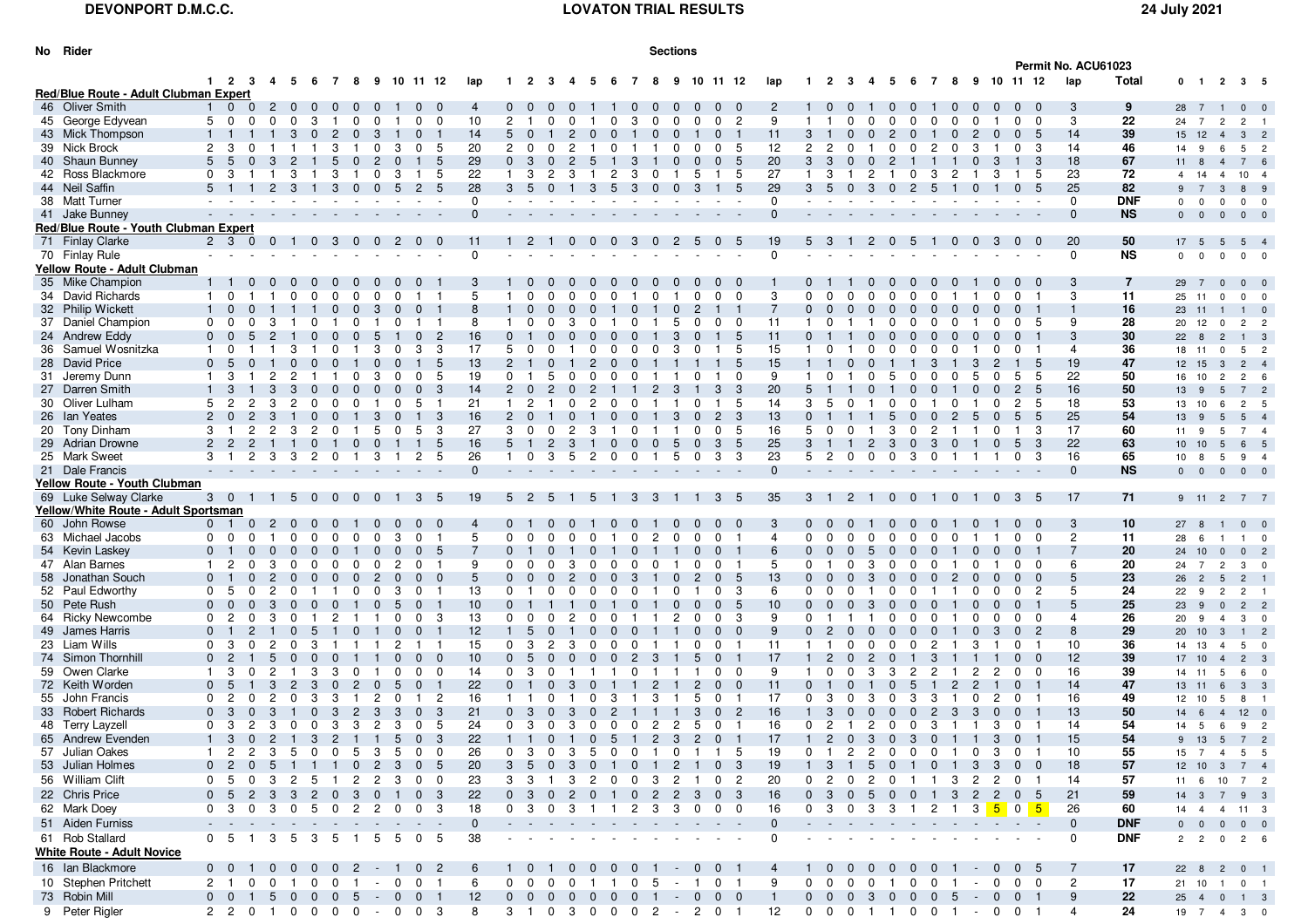**DEVONPORT D.M.C.C.** **LOVATON TRIAL RESULTS** **24 July 2021**

Permit No. ACU61023

| No | Rider | 1 | 2 | 3 | 4 | 5 | 6 | 7 | 8 | 9 | 10 | 11 | 12 | lap | 1 | 2 | 3 | 4 | 5 | 6 | 7 | 8 | 9 | 10 | 11 | 12 | lap | 1 | 2 | 3 | 4 | 5 | 6 | 7 | 8 | 9 | 10 | 11 | 12 | lap | Total | 0 | 1 | 2 | 3 | 5 |
|---|---|---|---|---|---|---|---|---|---|---|---|---|---|---|---|---|---|---|---|---|---|---|---|---|---|---|---|---|---|---|---|---|---|---|---|---|---|---|---|---|---|---|---|---|---|---|
| **Red/Blue Route - Adult Clubman Expert** | | | | | | | | | | | | | | | | | | | | | | | | | | | | | | | | | | | | | | | | | | | | | | |
| 46 | Oliver Smith | 1 | 0 | 0 | 2 | 0 | 0 | 0 | 0 | 0 | 1 | 0 | 0 | 4 | 0 | 0 | 0 | 0 | 1 | 1 | 0 | 0 | 0 | 0 | 0 | 0 | 2 | 1 | 0 | 0 | 1 | 0 | 0 | 1 | 0 | 0 | 0 | 0 | 0 | 3 | 9 | 28 | 7 | 1 | 0 | 0 |
| 45 | George Edyvean | 5 | 0 | 0 | 0 | 0 | 3 | 1 | 0 | 0 | 1 | 0 | 0 | 10 | 2 | 1 | 0 | 0 | 1 | 0 | 3 | 0 | 0 | 0 | 0 | 2 | 9 | 1 | 1 | 0 | 0 | 0 | 0 | 0 | 0 | 0 | 1 | 0 | 0 | 3 | 22 | 24 | 7 | 2 | 2 | 1 |
| 43 | Mick Thompson | 1 | 1 | 1 | 1 | 3 | 0 | 2 | 0 | 3 | 1 | 0 | 1 | 14 | 5 | 0 | 1 | 2 | 0 | 0 | 1 | 0 | 0 | 1 | 0 | 1 | 11 | 3 | 1 | 0 | 0 | 2 | 0 | 1 | 0 | 2 | 0 | 0 | 5 | 14 | 39 | 15 | 12 | 4 | 3 | 2 |
| 39 | Nick Brock | 2 | 3 | 0 | 1 | 1 | 1 | 3 | 1 | 0 | 3 | 0 | 5 | 20 | 2 | 0 | 0 | 2 | 1 | 0 | 1 | 1 | 0 | 0 | 0 | 5 | 12 | 2 | 2 | 0 | 1 | 0 | 0 | 2 | 0 | 3 | 1 | 0 | 3 | 14 | 46 | 14 | 9 | 6 | 5 | 2 |
| 40 | Shaun Bunney | 5 | 5 | 0 | 3 | 2 | 1 | 5 | 0 | 2 | 0 | 1 | 5 | 29 | 0 | 3 | 0 | 2 | 5 | 1 | 3 | 1 | 0 | 0 | 0 | 5 | 20 | 3 | 3 | 0 | 0 | 2 | 1 | 1 | 1 | 0 | 3 | 1 | 3 | 18 | 67 | 11 | 8 | 4 | 7 | 6 |
| 42 | Ross Blackmore | 0 | 3 | 1 | 1 | 3 | 1 | 3 | 1 | 0 | 3 | 1 | 5 | 22 | 1 | 3 | 2 | 3 | 1 | 2 | 3 | 0 | 1 | 5 | 1 | 5 | 27 | 1 | 3 | 1 | 2 | 1 | 0 | 3 | 2 | 1 | 3 | 1 | 5 | 23 | 72 | 4 | 14 | 4 | 10 | 4 |
| 44 | Neil Saffin | 5 | 1 | 1 | 2 | 3 | 1 | 3 | 0 | 0 | 5 | 2 | 5 | 28 | 3 | 5 | 0 | 1 | 3 | 5 | 3 | 0 | 0 | 3 | 1 | 5 | 29 | 3 | 5 | 0 | 3 | 0 | 2 | 5 | 1 | 0 | 1 | 0 | 5 | 25 | 82 | 9 | 7 | 3 | 8 | 9 |
| 38 | Matt Turner | - | - | - | - | - | - | - | - | - | - | - | - | 0 | - | - | - | - | - | - | - | - | - | - | - | - | 0 | - | - | - | - | - | - | - | - | - | - | - | - | 0 | DNF | 0 | 0 | 0 | 0 | 0 |
| 41 | Jake Bunney | - | - | - | - | - | - | - | - | - | - | - | - | 0 | - | - | - | - | - | - | - | - | - | - | - | - | 0 | - | - | - | - | - | - | - | - | - | - | - | - | 0 | NS | 0 | 0 | 0 | 0 | 0 |
| **Red/Blue Route - Youth Clubman Expert** | | | | | | | | | | | | | | | | | | | | | | | | | | | | | | | | | | | | | | | | | | | | | | |
| 71 | Finlay Clarke | 2 | 3 | 0 | 0 | 1 | 0 | 3 | 0 | 0 | 2 | 0 | 0 | 11 | 1 | 2 | 1 | 0 | 0 | 0 | 3 | 0 | 2 | 5 | 0 | 5 | 19 | 5 | 3 | 1 | 2 | 0 | 5 | 1 | 0 | 0 | 3 | 0 | 0 | 20 | 50 | 17 | 5 | 5 | 5 | 4 |
| 70 | Finlay Rule | - | - | - | - | - | - | - | - | - | - | - | - | 0 | - | - | - | - | - | - | - | - | - | - | - | - | 0 | - | - | - | - | - | - | - | - | - | - | - | - | 0 | NS | 0 | 0 | 0 | 0 | 0 |
| **Yellow Route - Adult Clubman** | | | | | | | | | | | | | | | | | | | | | | | | | | | | | | | | | | | | | | | | | | | | | | |
| 35 | Mike Champion | 1 | 1 | 0 | 0 | 0 | 0 | 0 | 0 | 0 | 0 | 0 | 1 | 3 | 1 | 0 | 0 | 0 | 0 | 0 | 0 | 0 | 0 | 0 | 0 | 0 | 1 | 0 | 1 | 1 | 0 | 0 | 0 | 0 | 0 | 1 | 0 | 0 | 0 | 3 | 7 | 29 | 7 | 0 | 0 | 0 |
| 34 | David Richards | 1 | 0 | 1 | 1 | 0 | 0 | 0 | 0 | 0 | 0 | 1 | 1 | 5 | 1 | 0 | 0 | 0 | 0 | 0 | 1 | 0 | 1 | 0 | 0 | 0 | 3 | 0 | 0 | 0 | 0 | 0 | 0 | 0 | 1 | 1 | 0 | 0 | 1 | 3 | 11 | 25 | 11 | 0 | 0 | 0 |
| 32 | Philip Wickett | 1 | 0 | 0 | 1 | 1 | 1 | 0 | 0 | 3 | 0 | 0 | 1 | 8 | 1 | 0 | 0 | 0 | 0 | 1 | 0 | 1 | 0 | 2 | 1 | 1 | 7 | 0 | 0 | 0 | 0 | 0 | 0 | 0 | 0 | 0 | 0 | 0 | 1 | 1 | 16 | 23 | 11 | 1 | 1 | 0 |
| 37 | Daniel Champion | 0 | 0 | 0 | 3 | 1 | 0 | 1 | 0 | 1 | 0 | 1 | 1 | 8 | 1 | 0 | 0 | 3 | 0 | 1 | 0 | 1 | 5 | 0 | 0 | 0 | 11 | 1 | 0 | 1 | 1 | 0 | 0 | 0 | 0 | 1 | 0 | 0 | 5 | 9 | 28 | 20 | 12 | 0 | 2 | 2 |
| 24 | Andrew Eddy | 0 | 0 | 5 | 2 | 1 | 0 | 0 | 0 | 5 | 1 | 0 | 2 | 16 | 0 | 1 | 0 | 0 | 0 | 0 | 0 | 1 | 3 | 0 | 1 | 5 | 11 | 0 | 1 | 1 | 0 | 0 | 0 | 0 | 0 | 0 | 0 | 0 | 1 | 3 | 30 | 22 | 8 | 2 | 1 | 3 |
| 36 | Samuel Wosnitzka | 1 | 0 | 1 | 1 | 3 | 1 | 0 | 1 | 3 | 0 | 3 | 3 | 17 | 5 | 0 | 0 | 1 | 0 | 0 | 0 | 0 | 3 | 0 | 1 | 5 | 15 | 1 | 0 | 1 | 0 | 0 | 0 | 0 | 0 | 1 | 0 | 0 | 1 | 4 | 36 | 18 | 11 | 0 | 5 | 2 |
| 28 | David Price | 0 | 5 | 0 | 1 | 0 | 0 | 0 | 1 | 0 | 0 | 1 | 5 | 13 | 2 | 1 | 0 | 1 | 2 | 0 | 0 | 1 | 1 | 1 | 1 | 5 | 15 | 1 | 1 | 0 | 0 | 1 | 1 | 3 | 1 | 3 | 2 | 1 | 5 | 19 | 47 | 12 | 15 | 3 | 2 | 4 |
| 31 | Jeremy Dunn | 1 | 3 | 1 | 2 | 2 | 1 | 1 | 0 | 3 | 0 | 0 | 5 | 19 | 0 | 1 | 5 | 0 | 0 | 0 | 0 | 1 | 1 | 0 | 1 | 0 | 9 | 1 | 0 | 1 | 0 | 5 | 0 | 0 | 0 | 5 | 0 | 5 | 5 | 22 | 50 | 16 | 10 | 2 | 2 | 6 |
| 27 | Darren Smith | 1 | 3 | 1 | 3 | 3 | 0 | 0 | 0 | 0 | 0 | 0 | 3 | 14 | 2 | 0 | 2 | 0 | 2 | 1 | 1 | 2 | 3 | 1 | 3 | 3 | 20 | 5 | 1 | 1 | 0 | 1 | 0 | 0 | 1 | 0 | 0 | 2 | 5 | 16 | 50 | 13 | 9 | 5 | 7 | 2 |
| 30 | Oliver Lulham | 5 | 2 | 2 | 3 | 2 | 0 | 0 | 0 | 1 | 0 | 5 | 1 | 21 | 1 | 2 | 1 | 0 | 2 | 0 | 0 | 1 | 1 | 0 | 1 | 5 | 14 | 3 | 5 | 0 | 1 | 0 | 0 | 1 | 0 | 1 | 0 | 2 | 5 | 18 | 53 | 13 | 10 | 6 | 2 | 5 |
| 26 | Ian Yeates | 2 | 0 | 2 | 3 | 1 | 0 | 0 | 1 | 3 | 0 | 1 | 3 | 16 | 2 | 0 | 1 | 0 | 1 | 0 | 0 | 1 | 3 | 0 | 2 | 3 | 13 | 0 | 1 | 1 | 1 | 5 | 0 | 0 | 2 | 5 | 0 | 5 | 5 | 25 | 54 | 13 | 9 | 5 | 5 | 4 |
| 20 | Tony Dinham | 3 | 1 | 2 | 2 | 3 | 2 | 0 | 1 | 5 | 0 | 5 | 3 | 27 | 3 | 0 | 0 | 2 | 3 | 1 | 0 | 1 | 1 | 0 | 0 | 5 | 16 | 5 | 0 | 0 | 1 | 3 | 0 | 2 | 1 | 1 | 0 | 1 | 3 | 17 | 60 | 11 | 9 | 5 | 7 | 4 |
| 29 | Adrian Drowne | 2 | 2 | 2 | 1 | 1 | 0 | 1 | 0 | 0 | 1 | 1 | 5 | 16 | 5 | 1 | 2 | 3 | 1 | 0 | 0 | 0 | 5 | 0 | 3 | 5 | 25 | 3 | 1 | 1 | 2 | 3 | 0 | 3 | 0 | 1 | 0 | 5 | 3 | 22 | 63 | 10 | 10 | 5 | 6 | 5 |
| 25 | Mark Sweet | 3 | 1 | 2 | 3 | 3 | 2 | 0 | 1 | 3 | 1 | 2 | 5 | 26 | 1 | 0 | 3 | 5 | 2 | 0 | 0 | 1 | 5 | 0 | 3 | 3 | 23 | 5 | 2 | 0 | 0 | 0 | 3 | 0 | 1 | 1 | 1 | 0 | 3 | 16 | 65 | 10 | 8 | 5 | 9 | 4 |
| 21 | Dale Francis | - | - | - | - | - | - | - | - | - | - | - | - | 0 | - | - | - | - | - | - | - | - | - | - | - | - | 0 | - | - | - | - | - | - | - | - | - | - | - | - | 0 | NS | 0 | 0 | 0 | 0 | 0 |
| **Yellow Route - Youth Clubman** | | | | | | | | | | | | | | | | | | | | | | | | | | | | | | | | | | | | | | | | | | | | | | |
| 69 | Luke Selway Clarke | 3 | 0 | 1 | 1 | 5 | 0 | 0 | 0 | 0 | 1 | 3 | 5 | 19 | 5 | 2 | 5 | 1 | 5 | 1 | 3 | 3 | 1 | 1 | 3 | 5 | 35 | 3 | 1 | 2 | 1 | 0 | 0 | 1 | 0 | 1 | 0 | 3 | 5 | 17 | 71 | 9 | 11 | 2 | 7 | 7 |
| **Yellow/White Route - Adult Sportsman** | | | | | | | | | | | | | | | | | | | | | | | | | | | | | | | | | | | | | | | | | | | | | | |
| 60 | John Rowse | 0 | 1 | 0 | 2 | 0 | 0 | 0 | 1 | 0 | 0 | 0 | 0 | 4 | 0 | 1 | 0 | 0 | 1 | 0 | 0 | 1 | 0 | 0 | 0 | 0 | 3 | 0 | 0 | 0 | 1 | 0 | 0 | 0 | 1 | 0 | 1 | 0 | 0 | 3 | 10 | 27 | 8 | 1 | 0 | 0 |
| 63 | Michael Jacobs | 0 | 0 | 0 | 1 | 0 | 0 | 0 | 0 | 0 | 3 | 0 | 1 | 5 | 0 | 0 | 0 | 0 | 0 | 1 | 0 | 2 | 0 | 0 | 0 | 1 | 4 | 0 | 0 | 0 | 0 | 0 | 0 | 0 | 0 | 1 | 1 | 0 | 0 | 2 | 11 | 28 | 6 | 1 | 1 | 0 |
| 54 | Kevin Laskey | 0 | 1 | 0 | 0 | 0 | 0 | 0 | 1 | 0 | 0 | 0 | 5 | 7 | 0 | 1 | 0 | 1 | 0 | 1 | 0 | 1 | 1 | 0 | 0 | 1 | 6 | 0 | 0 | 0 | 5 | 0 | 0 | 0 | 1 | 0 | 0 | 0 | 1 | 7 | 20 | 24 | 10 | 0 | 0 | 2 |
| 47 | Alan Barnes | 1 | 2 | 0 | 3 | 0 | 0 | 0 | 0 | 0 | 2 | 0 | 1 | 9 | 0 | 0 | 0 | 3 | 0 | 0 | 0 | 0 | 1 | 0 | 0 | 1 | 5 | 0 | 1 | 0 | 3 | 0 | 0 | 0 | 1 | 0 | 1 | 0 | 0 | 6 | 20 | 24 | 7 | 2 | 3 | 0 |
| 58 | Jonathan Souch | 0 | 1 | 0 | 2 | 0 | 0 | 0 | 0 | 2 | 0 | 0 | 0 | 5 | 0 | 0 | 0 | 2 | 0 | 0 | 3 | 1 | 0 | 2 | 0 | 5 | 13 | 0 | 0 | 0 | 3 | 0 | 0 | 0 | 2 | 0 | 0 | 0 | 0 | 5 | 23 | 26 | 2 | 5 | 2 | 1 |
| 52 | Paul Edworthy | 0 | 5 | 0 | 2 | 0 | 1 | 1 | 0 | 0 | 3 | 0 | 1 | 13 | 0 | 1 | 0 | 0 | 0 | 0 | 0 | 1 | 0 | 1 | 0 | 3 | 6 | 0 | 0 | 0 | 1 | 0 | 0 | 1 | 1 | 0 | 0 | 0 | 2 | 5 | 24 | 22 | 9 | 2 | 2 | 1 |
| 50 | Pete Rush | 0 | 0 | 0 | 3 | 0 | 0 | 0 | 1 | 0 | 5 | 0 | 1 | 10 | 0 | 1 | 1 | 1 | 0 | 1 | 0 | 1 | 0 | 0 | 0 | 5 | 10 | 0 | 0 | 0 | 3 | 0 | 0 | 0 | 1 | 0 | 0 | 0 | 1 | 5 | 25 | 23 | 9 | 0 | 2 | 2 |
| 64 | Ricky Newcombe | 0 | 2 | 0 | 3 | 0 | 1 | 2 | 1 | 1 | 0 | 0 | 3 | 13 | 0 | 0 | 0 | 2 | 0 | 0 | 1 | 1 | 2 | 0 | 0 | 3 | 9 | 0 | 1 | 1 | 1 | 0 | 0 | 0 | 1 | 0 | 0 | 0 | 0 | 4 | 26 | 20 | 9 | 4 | 3 | 0 |
| 49 | James Harris | 0 | 1 | 2 | 1 | 0 | 5 | 1 | 0 | 1 | 0 | 0 | 1 | 12 | 1 | 5 | 0 | 1 | 0 | 0 | 0 | 1 | 1 | 0 | 0 | 0 | 9 | 0 | 2 | 0 | 0 | 0 | 0 | 0 | 1 | 0 | 3 | 0 | 2 | 8 | 29 | 20 | 10 | 3 | 1 | 2 |
| 23 | Liam Wills | 0 | 3 | 0 | 2 | 0 | 3 | 1 | 1 | 1 | 2 | 1 | 1 | 15 | 0 | 3 | 2 | 3 | 0 | 0 | 0 | 1 | 1 | 0 | 0 | 1 | 11 | 1 | 1 | 0 | 0 | 0 | 0 | 2 | 1 | 3 | 1 | 0 | 1 | 10 | 36 | 14 | 13 | 4 | 5 | 0 |
| 74 | Simon Thornhill | 0 | 2 | 1 | 5 | 0 | 0 | 0 | 1 | 1 | 0 | 0 | 0 | 10 | 0 | 5 | 0 | 0 | 0 | 0 | 2 | 3 | 1 | 5 | 0 | 1 | 17 | 1 | 2 | 0 | 2 | 0 | 1 | 3 | 1 | 1 | 1 | 0 | 0 | 12 | 39 | 17 | 10 | 4 | 2 | 3 |
| 59 | Owen Clarke | 1 | 3 | 0 | 2 | 1 | 3 | 3 | 0 | 1 | 0 | 0 | 0 | 14 | 0 | 3 | 0 | 1 | 1 | 1 | 0 | 1 | 1 | 1 | 0 | 0 | 9 | 1 | 0 | 0 | 3 | 3 | 2 | 2 | 1 | 2 | 2 | 0 | 0 | 16 | 39 | 14 | 11 | 5 | 6 | 0 |
| 72 | Keith Worden | 0 | 5 | 1 | 3 | 2 | 3 | 0 | 2 | 0 | 5 | 0 | 1 | 22 | 0 | 1 | 0 | 3 | 0 | 1 | 1 | 2 | 1 | 2 | 0 | 0 | 11 | 0 | 1 | 0 | 1 | 0 | 5 | 1 | 2 | 2 | 1 | 0 | 1 | 14 | 47 | 13 | 11 | 6 | 3 | 3 |
| 55 | John Francis | 0 | 2 | 0 | 2 | 0 | 3 | 3 | 1 | 2 | 0 | 1 | 2 | 16 | 1 | 1 | 0 | 1 | 0 | 3 | 1 | 3 | 1 | 5 | 0 | 1 | 17 | 0 | 3 | 0 | 3 | 0 | 3 | 3 | 1 | 0 | 2 | 0 | 1 | 16 | 49 | 12 | 10 | 5 | 8 | 1 |
| 33 | Robert Richards | 0 | 3 | 0 | 3 | 1 | 0 | 3 | 2 | 3 | 3 | 0 | 3 | 21 | 0 | 3 | 0 | 3 | 0 | 2 | 1 | 1 | 1 | 3 | 0 | 2 | 16 | 1 | 3 | 0 | 0 | 0 | 0 | 2 | 3 | 3 | 0 | 0 | 1 | 13 | 50 | 14 | 6 | 4 | 12 | 0 |
| 48 | Terry Layzell | 0 | 3 | 2 | 3 | 0 | 0 | 3 | 3 | 2 | 3 | 0 | 5 | 24 | 0 | 3 | 0 | 3 | 0 | 0 | 0 | 2 | 2 | 5 | 0 | 1 | 16 | 0 | 2 | 1 | 2 | 0 | 0 | 3 | 1 | 1 | 3 | 0 | 1 | 14 | 54 | 14 | 5 | 6 | 9 | 2 |
| 65 | Andrew Evenden | 1 | 3 | 0 | 2 | 1 | 3 | 2 | 1 | 1 | 5 | 0 | 3 | 22 | 1 | 1 | 0 | 1 | 0 | 5 | 1 | 2 | 3 | 2 | 0 | 1 | 17 | 1 | 2 | 0 | 3 | 0 | 3 | 0 | 1 | 1 | 3 | 0 | 1 | 15 | 54 | 9 | 13 | 5 | 7 | 2 |
| 57 | Julian Oakes | 1 | 2 | 2 | 3 | 5 | 0 | 0 | 5 | 3 | 5 | 0 | 0 | 26 | 0 | 3 | 0 | 3 | 5 | 0 | 0 | 1 | 0 | 1 | 1 | 5 | 19 | 0 | 1 | 2 | 2 | 0 | 0 | 0 | 1 | 0 | 3 | 0 | 1 | 10 | 55 | 15 | 7 | 4 | 5 | 5 |
| 53 | Julian Holmes | 0 | 2 | 0 | 5 | 1 | 1 | 1 | 0 | 2 | 3 | 0 | 5 | 20 | 3 | 5 | 0 | 3 | 0 | 1 | 0 | 1 | 2 | 1 | 0 | 3 | 19 | 1 | 3 | 1 | 5 | 0 | 1 | 0 | 1 | 3 | 3 | 0 | 0 | 18 | 57 | 12 | 10 | 3 | 7 | 4 |
| 56 | William Clift | 0 | 5 | 0 | 3 | 2 | 5 | 1 | 2 | 2 | 3 | 0 | 0 | 23 | 3 | 3 | 1 | 3 | 2 | 0 | 0 | 3 | 2 | 1 | 0 | 2 | 20 | 0 | 2 | 0 | 2 | 0 | 1 | 1 | 3 | 2 | 2 | 0 | 1 | 14 | 57 | 11 | 6 | 10 | 7 | 2 |
| 22 | Chris Price | 0 | 5 | 2 | 3 | 3 | 2 | 0 | 3 | 0 | 1 | 0 | 3 | 22 | 0 | 3 | 0 | 2 | 0 | 1 | 0 | 2 | 2 | 3 | 0 | 3 | 16 | 0 | 3 | 0 | 5 | 0 | 0 | 1 | 3 | 2 | 2 | 0 | 5 | 21 | 59 | 14 | 3 | 7 | 9 | 3 |
| 62 | Mark Doey | 0 | 3 | 0 | 3 | 0 | 5 | 0 | 2 | 2 | 0 | 0 | 3 | 18 | 0 | 3 | 0 | 3 | 1 | 1 | 2 | 3 | 3 | 0 | 0 | 0 | 16 | 0 | 3 | 0 | 3 | 3 | 1 | 2 | 1 | 3 | 5 | 0 | 5 | 26 | 60 | 14 | 4 | 4 | 11 | 3 |
| 51 | Aiden Furniss | - | - | - | - | - | - | - | - | - | - | - | - | 0 | - | - | - | - | - | - | - | - | - | - | - | - | 0 | - | - | - | - | - | - | - | - | - | - | - | - | 0 | DNF | 0 | 0 | 0 | 0 | 0 |
| 61 | Rob Stallard | 0 | 5 | 1 | 3 | 5 | 3 | 5 | 1 | 5 | 5 | 0 | 5 | 38 | - | - | - | - | - | - | - | - | - | - | - | - | 0 | - | - | - | - | - | - | - | - | - | - | - | - | 0 | DNF | 2 | 2 | 0 | 2 | 6 |
| **White Route - Adult Novice** | | | | | | | | | | | | | | | | | | | | | | | | | | | | | | | | | | | | | | | | | | | | | | |
| 16 | Ian Blackmore | 0 | 0 | 1 | 0 | 0 | 0 | 0 | 2 | - | 1 | 0 | 2 | 6 | 1 | 0 | 1 | 0 | 0 | 0 | 0 | 1 | - | 0 | 0 | 1 | 4 | 1 | 0 | 0 | 0 | 0 | 0 | 0 | 1 | - | 0 | 0 | 5 | 7 | 17 | 22 | 8 | 2 | 0 | 1 |
| 10 | Stephen Pritchett | 2 | 1 | 0 | 0 | 1 | 0 | 0 | 1 | - | 0 | 0 | 1 | 6 | 0 | 0 | 0 | 0 | 1 | 1 | 0 | 5 | - | 1 | 0 | 1 | 9 | 0 | 0 | 0 | 0 | 1 | 0 | 0 | 1 | - | 0 | 0 | 0 | 2 | 17 | 21 | 10 | 1 | 0 | 1 |
| 73 | Robin Mill | 0 | 0 | 1 | 5 | 0 | 0 | 0 | 5 | - | 0 | 0 | 1 | 12 | 0 | 0 | 0 | 0 | 0 | 0 | 0 | 1 | - | 0 | 0 | 0 | 1 | 0 | 0 | 0 | 3 | 0 | 0 | 0 | 5 | - | 0 | 0 | 1 | 9 | 22 | 25 | 4 | 0 | 1 | 3 |
| 9 | Peter Rigler | 2 | 2 | 0 | 1 | 0 | 0 | 0 | 0 | - | 0 | 0 | 3 | 8 | 3 | 1 | 0 | 3 | 0 | 0 | 0 | 2 | - | 2 | 0 | 1 | 12 | 0 | 0 | 0 | 1 | 1 | 0 | 0 | 1 | - | 0 | 0 | 1 | 4 | 24 | 19 | 7 | 4 | 3 | 0 |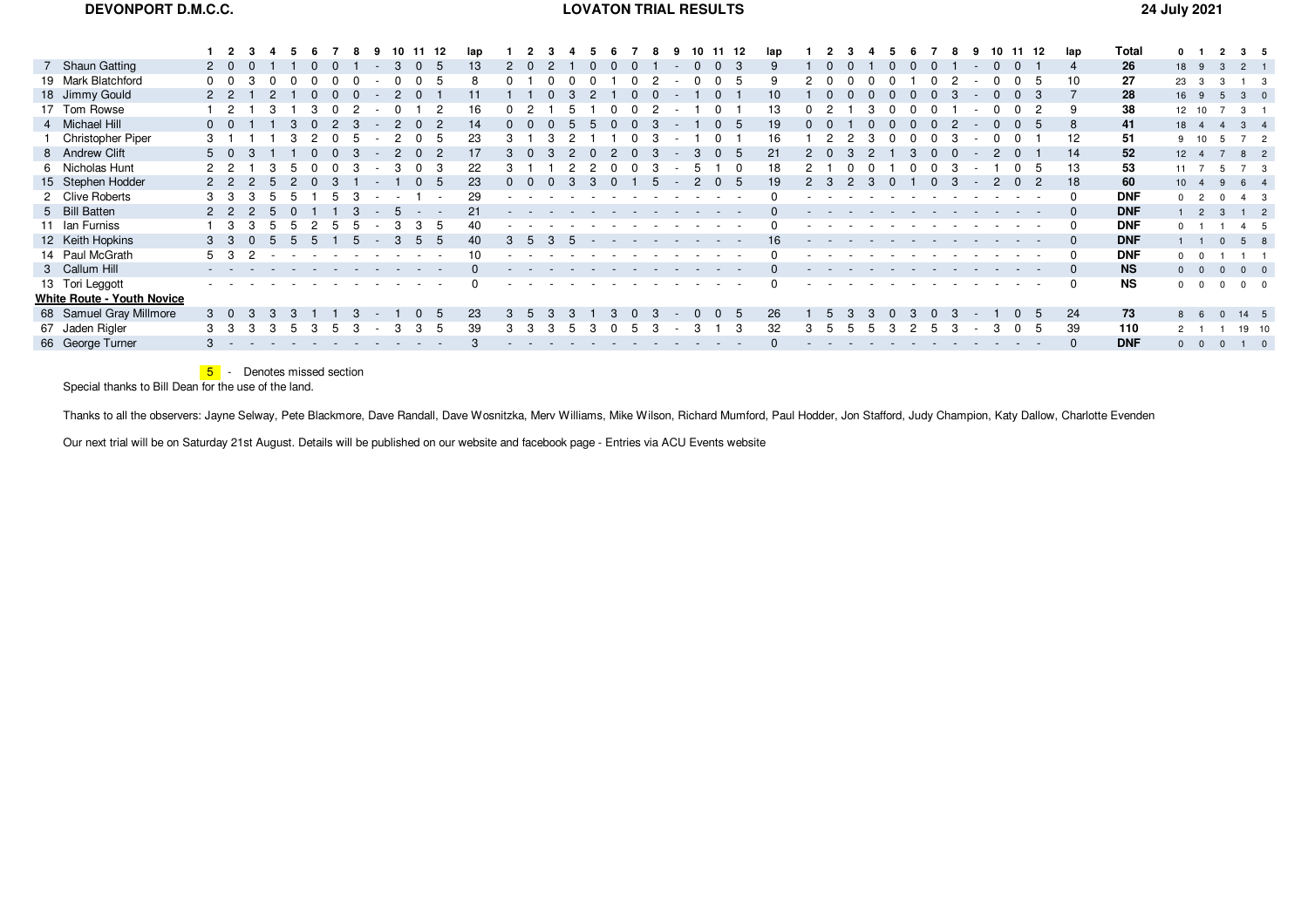# DEVONPORT D.M.C.C. — LOVATON TRIAL RESULTS — 24 July 2021

| | | 1 | 2 | 3 | 4 | 5 | 6 | 7 | 8 | 9 | 10 | 11 | 12 | lap | 1 | 2 | 3 | 4 | 5 | 6 | 7 | 8 | 9 | 10 | 11 | 12 | lap | 1 | 2 | 3 | 4 | 5 | 6 | 7 | 8 | 9 | 10 | 11 | 12 | lap | Total | 0 | 1 | 2 | 3 | 5 |
|---|---|---|---|---|---|---|---|---|---|---|---|---|---|---|---|---|---|---|---|---|---|---|---|---|---|---|---|---|---|---|---|---|---|---|---|---|---|---|---|---|---|---|---|---|---|---|
| 7 | Shaun Gatting | 2 | 0 | 0 | 1 | 1 | 0 | 0 | 1 | - | 3 | 0 | 5 | 13 | 2 | 0 | 2 | 1 | 0 | 0 | 0 | 1 | - | 0 | 0 | 3 | 9 | 1 | 0 | 0 | 1 | 0 | 0 | 0 | 1 | - | 0 | 0 | 1 | 4 | **26** | 18 | 9 | 3 | 2 | 1 |
| 19 | Mark Blatchford | 0 | 0 | 3 | 0 | 0 | 0 | 0 | 0 | - | 0 | 0 | 5 | 8 | 0 | 1 | 0 | 0 | 0 | 1 | 0 | 2 | - | 0 | 0 | 5 | 9 | 2 | 0 | 0 | 0 | 0 | 1 | 0 | 2 | - | 0 | 0 | 5 | 10 | **27** | 23 | 3 | 3 | 1 | 3 |
| 18 | Jimmy Gould | 2 | 2 | 1 | 2 | 1 | 0 | 0 | 0 | - | 2 | 0 | 1 | 11 | 1 | 1 | 0 | 3 | 2 | 1 | 0 | 0 | - | 1 | 0 | 1 | 10 | 1 | 0 | 0 | 0 | 0 | 0 | 0 | 3 | - | 0 | 0 | 3 | 7 | **28** | 16 | 9 | 5 | 3 | 0 |
| 17 | Tom Rowse | 1 | 2 | 1 | 3 | 1 | 3 | 0 | 2 | - | 0 | 1 | 2 | 16 | 0 | 2 | 1 | 5 | 1 | 0 | 0 | 2 | - | 1 | 0 | 1 | 13 | 0 | 2 | 1 | 3 | 0 | 0 | 0 | 1 | - | 0 | 0 | 2 | 9 | **38** | 12 | 10 | 7 | 3 | 1 |
| 4 | Michael Hill | 0 | 0 | 1 | 1 | 3 | 0 | 2 | 3 | - | 2 | 0 | 2 | 14 | 0 | 0 | 0 | 5 | 5 | 0 | 0 | 3 | - | 1 | 0 | 5 | 19 | 0 | 0 | 1 | 0 | 0 | 0 | 0 | 2 | - | 0 | 0 | 5 | 8 | **41** | 18 | 4 | 4 | 3 | 4 |
| 1 | Christopher Piper | 3 | 1 | 1 | 1 | 3 | 2 | 0 | 5 | - | 2 | 0 | 5 | 23 | 3 | 1 | 3 | 2 | 1 | 1 | 0 | 3 | - | 1 | 0 | 1 | 16 | 1 | 2 | 2 | 3 | 0 | 0 | 0 | 3 | - | 0 | 0 | 1 | 12 | **51** | 9 | 10 | 5 | 7 | 2 |
| 8 | Andrew Clift | 5 | 0 | 3 | 1 | 1 | 0 | 0 | 3 | - | 2 | 0 | 2 | 17 | 3 | 0 | 3 | 2 | 0 | 2 | 0 | 3 | - | 3 | 0 | 5 | 21 | 2 | 0 | 3 | 2 | 1 | 3 | 0 | 0 | - | 2 | 0 | 1 | 14 | **52** | 12 | 4 | 7 | 8 | 2 |
| 6 | Nicholas Hunt | 2 | 2 | 1 | 3 | 5 | 0 | 0 | 3 | - | 3 | 0 | 3 | 22 | 3 | 1 | 1 | 2 | 2 | 0 | 0 | 3 | - | 5 | 1 | 0 | 18 | 2 | 1 | 0 | 0 | 1 | 0 | 0 | 3 | - | 1 | 0 | 5 | 13 | **53** | 11 | 7 | 5 | 7 | 3 |
| 15 | Stephen Hodder | 2 | 2 | 2 | 5 | 2 | 0 | 3 | 1 | - | 1 | 0 | 5 | 23 | 0 | 0 | 0 | 3 | 3 | 0 | 1 | 5 | - | 2 | 0 | 5 | 19 | 2 | 3 | 2 | 3 | 0 | 1 | 0 | 3 | - | 2 | 0 | 2 | 18 | **60** | 10 | 4 | 9 | 6 | 4 |
| 2 | Clive Roberts | 3 | 3 | 3 | 5 | 5 | 1 | 5 | 3 | - | - | 1 | - | 29 | - | - | - | - | - | - | - | - | - | - | - | - | 0 | - | - | - | - | - | - | - | - | - | - | - | - | 0 | **DNF** | 0 | 2 | 0 | 4 | 3 |
| 5 | Bill Batten | 2 | 2 | 2 | 5 | 0 | 1 | 1 | 3 | - | 5 | - | - | 21 | - | - | - | - | - | - | - | - | - | - | - | - | 0 | - | - | - | - | - | - | - | - | - | - | - | - | 0 | **DNF** | 1 | 2 | 3 | 1 | 2 |
| 11 | Ian Furniss | 1 | 3 | 3 | 5 | 5 | 2 | 5 | 5 | - | 3 | 3 | 5 | 40 | - | - | - | - | - | - | - | - | - | - | - | - | 0 | - | - | - | - | - | - | - | - | - | - | - | - | 0 | **DNF** | 0 | 1 | 1 | 4 | 5 |
| 12 | Keith Hopkins | 3 | 3 | 0 | 5 | 5 | 5 | 1 | 5 | - | 3 | 5 | 5 | 40 | 3 | 5 | 3 | 5 | - | - | - | - | - | - | - | - | 16 | - | - | - | - | - | - | - | - | - | - | - | - | 0 | **DNF** | 1 | 1 | 0 | 5 | 8 |
| 14 | Paul McGrath | 5 | 3 | 2 | - | - | - | - | - | - | - | - | - | 10 | - | - | - | - | - | - | - | - | - | - | - | - | 0 | - | - | - | - | - | - | - | - | - | - | - | - | 0 | **DNF** | 0 | 0 | 1 | 1 | 1 |
| 3 | Callum Hill | - | - | - | - | - | - | - | - | - | - | - | - | 0 | - | - | - | - | - | - | - | - | - | - | - | - | 0 | - | - | - | - | - | - | - | - | - | - | - | - | 0 | **NS** | 0 | 0 | 0 | 0 | 0 |
| 13 | Tori Leggott | - | - | - | - | - | - | - | - | - | - | - | - | 0 | - | - | - | - | - | - | - | - | - | - | - | - | 0 | - | - | - | - | - | - | - | - | - | - | - | - | 0 | **NS** | 0 | 0 | 0 | 0 | 0 |
| **White Route - Youth Novice** | | | | | | | | | | | | | | | | | | | | | | | | | | | | | | | | | | | | | | | | | | | | | | |
| 68 | Samuel Gray Millmore | 3 | 0 | 3 | 3 | 3 | 1 | 1 | 3 | - | 1 | 0 | 5 | 23 | 3 | 5 | 3 | 3 | 1 | 3 | 0 | 3 | - | 0 | 0 | 5 | 26 | 1 | 5 | 3 | 3 | 0 | 3 | 0 | 3 | - | 1 | 0 | 5 | 24 | **73** | 8 | 6 | 0 | 14 | 5 |
| 67 | Jaden Rigler | 3 | 3 | 3 | 3 | 5 | 3 | 5 | 3 | - | 3 | 3 | 5 | 39 | 3 | 3 | 3 | 5 | 3 | 0 | 5 | 3 | - | 3 | 1 | 3 | 32 | 3 | 5 | 5 | 5 | 3 | 2 | 5 | 3 | - | 3 | 0 | 5 | 39 | **110** | 2 | 1 | 1 | 19 | 10 |
| 66 | George Turner | 3 | - | - | - | - | - | - | - | - | - | - | - | 3 | - | - | - | - | - | - | - | - | - | - | - | - | 0 | - | - | - | - | - | - | - | - | - | - | - | - | 0 | **DNF** | 0 | 0 | 0 | 1 | 0 |

5 - Denotes missed section

Special thanks to Bill Dean for the use of the land.

Thanks to all the observers: Jayne Selway, Pete Blackmore, Dave Randall, Dave Wosnitzka, Merv Williams, Mike Wilson, Richard Mumford, Paul Hodder, Jon Stafford, Judy Champion, Katy Dallow, Charlotte Evenden

Our next trial will be on Saturday 21st August. Details will be published on our website and facebook page - Entries via ACU Events website